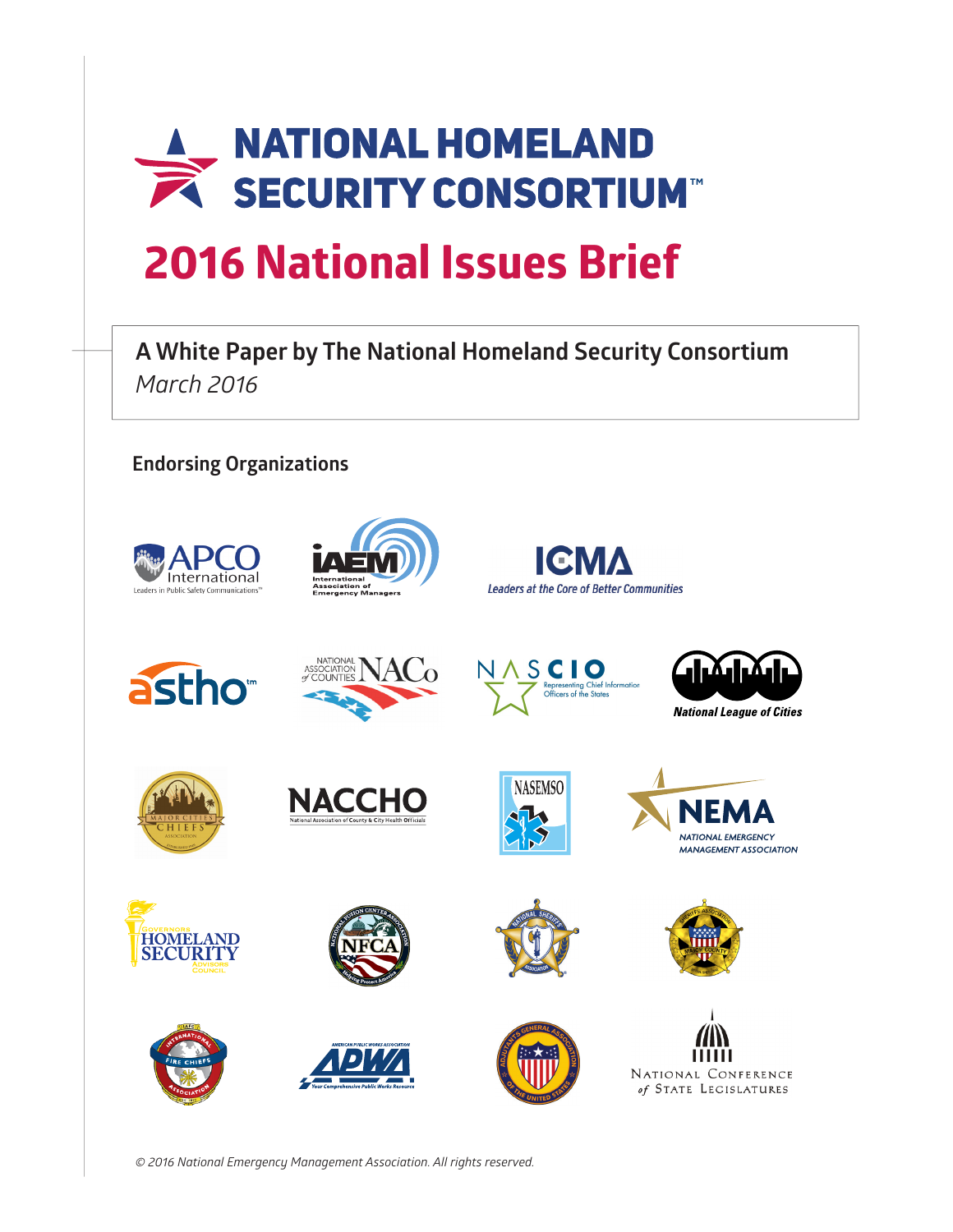# NATIONAL HOMELAND SECURITY CONSORTIUM™

## 2016 National Issues Brief

**A White Paper by The National Homeland Security Consortium**
*March 2016*

### Endorsing Organizations

© 2016 National Emergency Management Association. All rights reserved.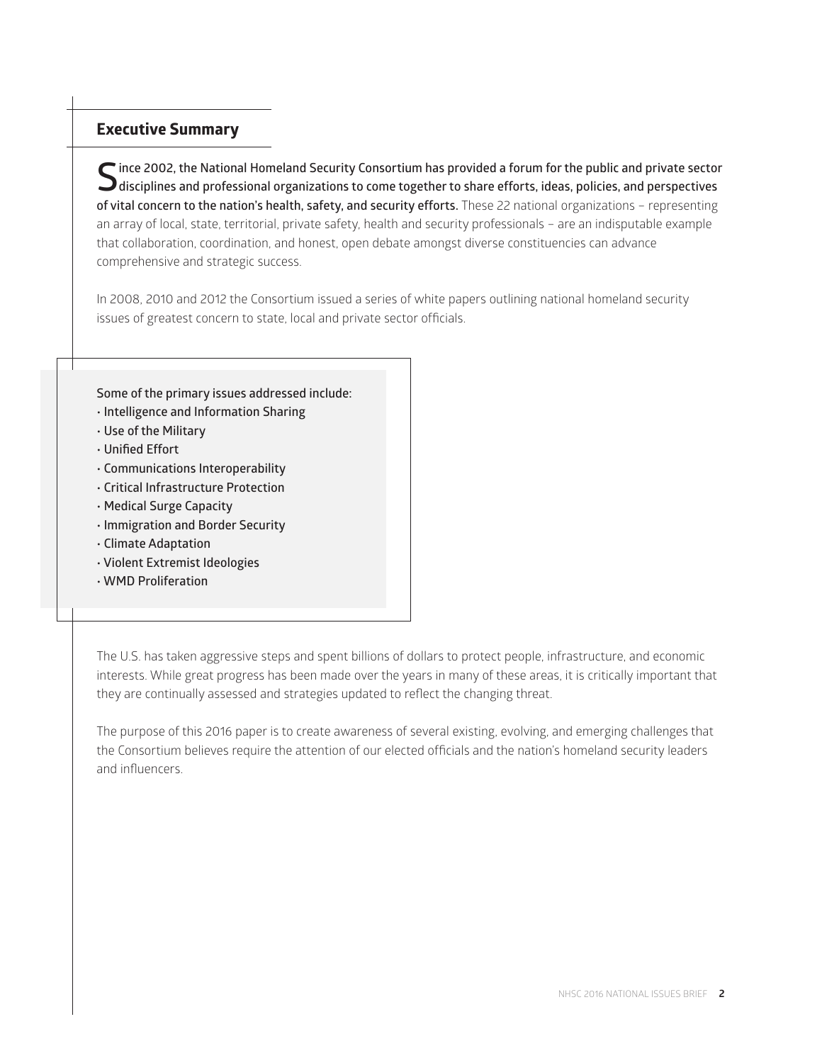## Executive Summary

**Since 2002, the National Homeland Security Consortium has provided a forum for the public and private sector disciplines and professional organizations to come together to share efforts, ideas, policies, and perspectives of vital concern to the nation's health, safety, and security efforts.** These 22 national organizations – representing an array of local, state, territorial, private safety, health and security professionals – are an indisputable example that collaboration, coordination, and honest, open debate amongst diverse constituencies can advance comprehensive and strategic success.

In 2008, 2010 and 2012 the Consortium issued a series of white papers outlining national homeland security issues of greatest concern to state, local and private sector officials.

Some of the primary issues addressed include:

- Intelligence and Information Sharing
- Use of the Military
- Unified Effort
- Communications Interoperability
- Critical Infrastructure Protection
- Medical Surge Capacity
- Immigration and Border Security
- Climate Adaptation
- Violent Extremist Ideologies
- WMD Proliferation

The U.S. has taken aggressive steps and spent billions of dollars to protect people, infrastructure, and economic interests. While great progress has been made over the years in many of these areas, it is critically important that they are continually assessed and strategies updated to reflect the changing threat.

The purpose of this 2016 paper is to create awareness of several existing, evolving, and emerging challenges that the Consortium believes require the attention of our elected officials and the nation's homeland security leaders and influencers.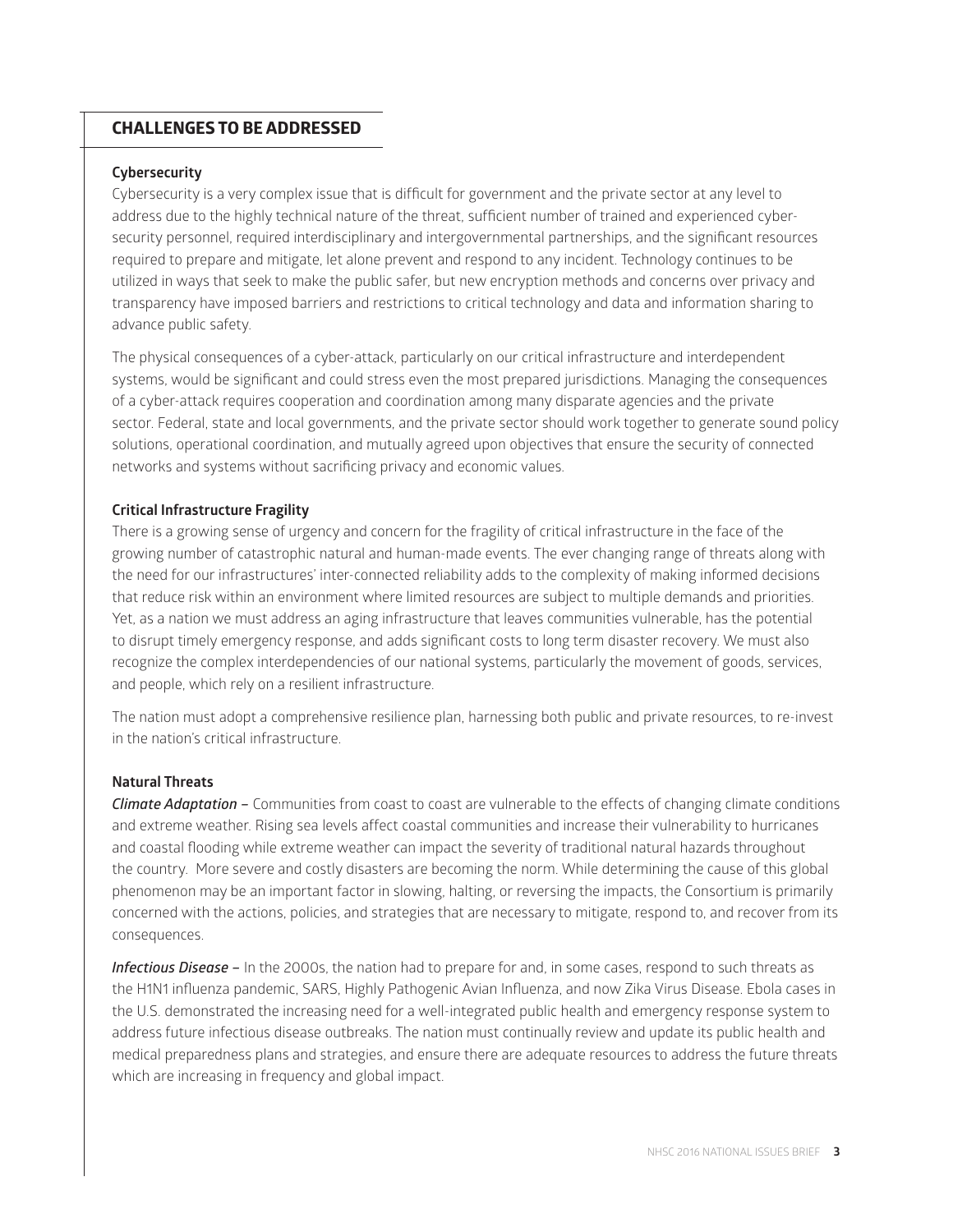## CHALLENGES TO BE ADDRESSED

### Cybersecurity

Cybersecurity is a very complex issue that is difficult for government and the private sector at any level to address due to the highly technical nature of the threat, sufficient number of trained and experienced cyber-security personnel, required interdisciplinary and intergovernmental partnerships, and the significant resources required to prepare and mitigate, let alone prevent and respond to any incident. Technology continues to be utilized in ways that seek to make the public safer, but new encryption methods and concerns over privacy and transparency have imposed barriers and restrictions to critical technology and data and information sharing to advance public safety.

The physical consequences of a cyber-attack, particularly on our critical infrastructure and interdependent systems, would be significant and could stress even the most prepared jurisdictions. Managing the consequences of a cyber-attack requires cooperation and coordination among many disparate agencies and the private sector. Federal, state and local governments, and the private sector should work together to generate sound policy solutions, operational coordination, and mutually agreed upon objectives that ensure the security of connected networks and systems without sacrificing privacy and economic values.

### Critical Infrastructure Fragility

There is a growing sense of urgency and concern for the fragility of critical infrastructure in the face of the growing number of catastrophic natural and human-made events. The ever changing range of threats along with the need for our infrastructures' inter-connected reliability adds to the complexity of making informed decisions that reduce risk within an environment where limited resources are subject to multiple demands and priorities. Yet, as a nation we must address an aging infrastructure that leaves communities vulnerable, has the potential to disrupt timely emergency response, and adds significant costs to long term disaster recovery. We must also recognize the complex interdependencies of our national systems, particularly the movement of goods, services, and people, which rely on a resilient infrastructure.

The nation must adopt a comprehensive resilience plan, harnessing both public and private resources, to re-invest in the nation's critical infrastructure.

### Natural Threats

***Climate Adaptation –*** Communities from coast to coast are vulnerable to the effects of changing climate conditions and extreme weather. Rising sea levels affect coastal communities and increase their vulnerability to hurricanes and coastal flooding while extreme weather can impact the severity of traditional natural hazards throughout the country. More severe and costly disasters are becoming the norm. While determining the cause of this global phenomenon may be an important factor in slowing, halting, or reversing the impacts, the Consortium is primarily concerned with the actions, policies, and strategies that are necessary to mitigate, respond to, and recover from its consequences.

***Infectious Disease –*** In the 2000s, the nation had to prepare for and, in some cases, respond to such threats as the H1N1 influenza pandemic, SARS, Highly Pathogenic Avian Influenza, and now Zika Virus Disease. Ebola cases in the U.S. demonstrated the increasing need for a well-integrated public health and emergency response system to address future infectious disease outbreaks. The nation must continually review and update its public health and medical preparedness plans and strategies, and ensure there are adequate resources to address the future threats which are increasing in frequency and global impact.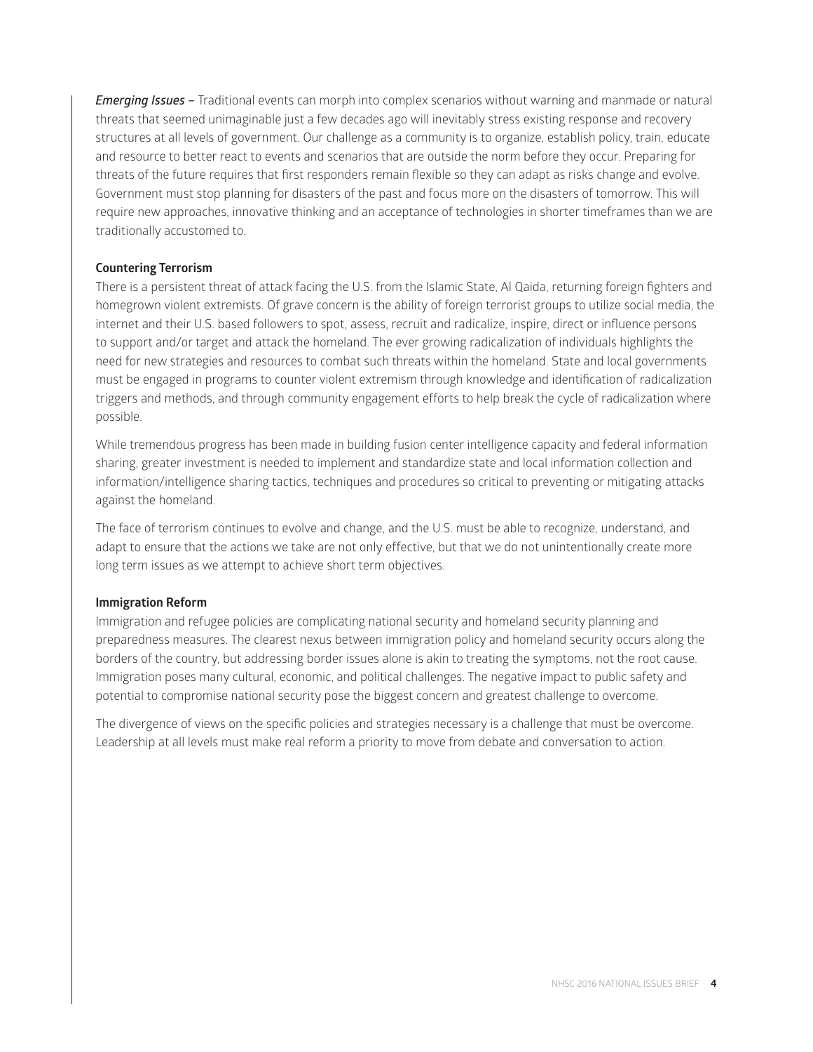***Emerging Issues*** – Traditional events can morph into complex scenarios without warning and manmade or natural threats that seemed unimaginable just a few decades ago will inevitably stress existing response and recovery structures at all levels of government. Our challenge as a community is to organize, establish policy, train, educate and resource to better react to events and scenarios that are outside the norm before they occur. Preparing for threats of the future requires that first responders remain flexible so they can adapt as risks change and evolve. Government must stop planning for disasters of the past and focus more on the disasters of tomorrow. This will require new approaches, innovative thinking and an acceptance of technologies in shorter timeframes than we are traditionally accustomed to.

**Countering Terrorism**

There is a persistent threat of attack facing the U.S. from the Islamic State, Al Qaida, returning foreign fighters and homegrown violent extremists. Of grave concern is the ability of foreign terrorist groups to utilize social media, the internet and their U.S. based followers to spot, assess, recruit and radicalize, inspire, direct or influence persons to support and/or target and attack the homeland. The ever growing radicalization of individuals highlights the need for new strategies and resources to combat such threats within the homeland. State and local governments must be engaged in programs to counter violent extremism through knowledge and identification of radicalization triggers and methods, and through community engagement efforts to help break the cycle of radicalization where possible.

While tremendous progress has been made in building fusion center intelligence capacity and federal information sharing, greater investment is needed to implement and standardize state and local information collection and information/intelligence sharing tactics, techniques and procedures so critical to preventing or mitigating attacks against the homeland.

The face of terrorism continues to evolve and change, and the U.S. must be able to recognize, understand, and adapt to ensure that the actions we take are not only effective, but that we do not unintentionally create more long term issues as we attempt to achieve short term objectives.

**Immigration Reform**

Immigration and refugee policies are complicating national security and homeland security planning and preparedness measures. The clearest nexus between immigration policy and homeland security occurs along the borders of the country, but addressing border issues alone is akin to treating the symptoms, not the root cause. Immigration poses many cultural, economic, and political challenges. The negative impact to public safety and potential to compromise national security pose the biggest concern and greatest challenge to overcome.

The divergence of views on the specific policies and strategies necessary is a challenge that must be overcome. Leadership at all levels must make real reform a priority to move from debate and conversation to action.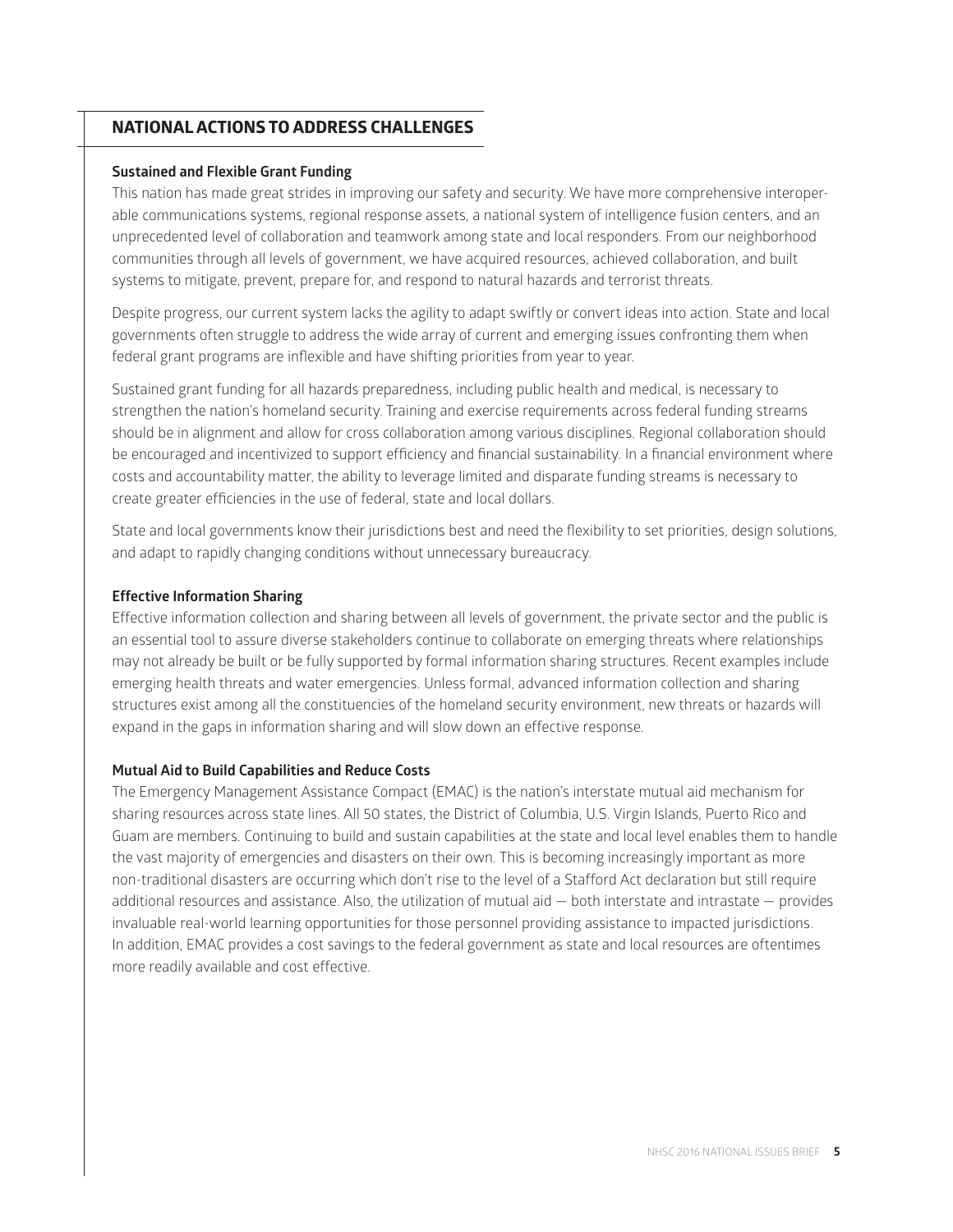## NATIONAL ACTIONS TO ADDRESS CHALLENGES

### Sustained and Flexible Grant Funding

This nation has made great strides in improving our safety and security. We have more comprehensive interoperable communications systems, regional response assets, a national system of intelligence fusion centers, and an unprecedented level of collaboration and teamwork among state and local responders. From our neighborhood communities through all levels of government, we have acquired resources, achieved collaboration, and built systems to mitigate, prevent, prepare for, and respond to natural hazards and terrorist threats.

Despite progress, our current system lacks the agility to adapt swiftly or convert ideas into action. State and local governments often struggle to address the wide array of current and emerging issues confronting them when federal grant programs are inflexible and have shifting priorities from year to year.

Sustained grant funding for all hazards preparedness, including public health and medical, is necessary to strengthen the nation's homeland security. Training and exercise requirements across federal funding streams should be in alignment and allow for cross collaboration among various disciplines. Regional collaboration should be encouraged and incentivized to support efficiency and financial sustainability. In a financial environment where costs and accountability matter, the ability to leverage limited and disparate funding streams is necessary to create greater efficiencies in the use of federal, state and local dollars.

State and local governments know their jurisdictions best and need the flexibility to set priorities, design solutions, and adapt to rapidly changing conditions without unnecessary bureaucracy.

### Effective Information Sharing

Effective information collection and sharing between all levels of government, the private sector and the public is an essential tool to assure diverse stakeholders continue to collaborate on emerging threats where relationships may not already be built or be fully supported by formal information sharing structures. Recent examples include emerging health threats and water emergencies. Unless formal, advanced information collection and sharing structures exist among all the constituencies of the homeland security environment, new threats or hazards will expand in the gaps in information sharing and will slow down an effective response.

### Mutual Aid to Build Capabilities and Reduce Costs

The Emergency Management Assistance Compact (EMAC) is the nation's interstate mutual aid mechanism for sharing resources across state lines. All 50 states, the District of Columbia, U.S. Virgin Islands, Puerto Rico and Guam are members. Continuing to build and sustain capabilities at the state and local level enables them to handle the vast majority of emergencies and disasters on their own. This is becoming increasingly important as more non-traditional disasters are occurring which don't rise to the level of a Stafford Act declaration but still require additional resources and assistance. Also, the utilization of mutual aid — both interstate and intrastate — provides invaluable real-world learning opportunities for those personnel providing assistance to impacted jurisdictions. In addition, EMAC provides a cost savings to the federal government as state and local resources are oftentimes more readily available and cost effective.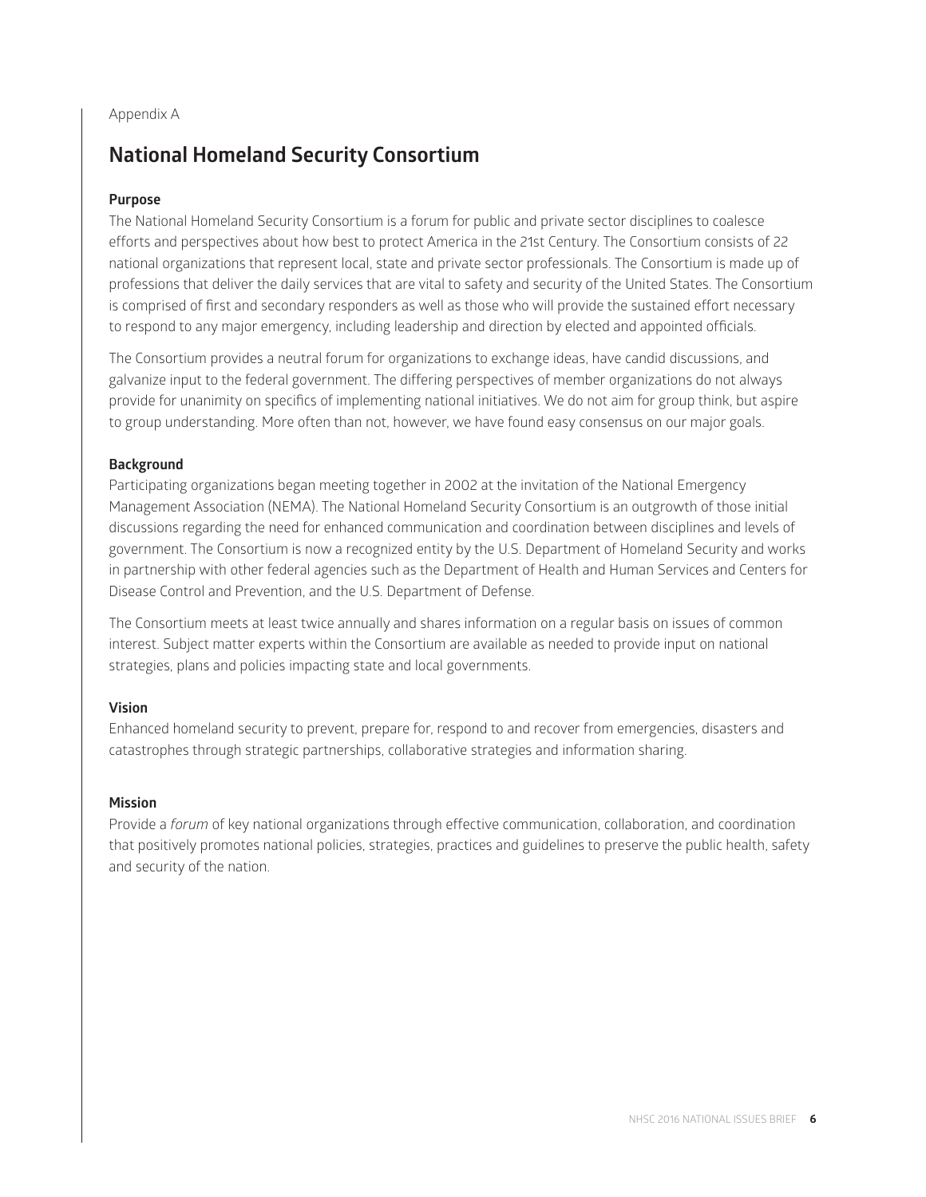Appendix A

# National Homeland Security Consortium

### Purpose

The National Homeland Security Consortium is a forum for public and private sector disciplines to coalesce efforts and perspectives about how best to protect America in the 21st Century. The Consortium consists of 22 national organizations that represent local, state and private sector professionals. The Consortium is made up of professions that deliver the daily services that are vital to safety and security of the United States. The Consortium is comprised of first and secondary responders as well as those who will provide the sustained effort necessary to respond to any major emergency, including leadership and direction by elected and appointed officials.

The Consortium provides a neutral forum for organizations to exchange ideas, have candid discussions, and galvanize input to the federal government. The differing perspectives of member organizations do not always provide for unanimity on specifics of implementing national initiatives. We do not aim for group think, but aspire to group understanding. More often than not, however, we have found easy consensus on our major goals.

### Background

Participating organizations began meeting together in 2002 at the invitation of the National Emergency Management Association (NEMA). The National Homeland Security Consortium is an outgrowth of those initial discussions regarding the need for enhanced communication and coordination between disciplines and levels of government. The Consortium is now a recognized entity by the U.S. Department of Homeland Security and works in partnership with other federal agencies such as the Department of Health and Human Services and Centers for Disease Control and Prevention, and the U.S. Department of Defense.

The Consortium meets at least twice annually and shares information on a regular basis on issues of common interest. Subject matter experts within the Consortium are available as needed to provide input on national strategies, plans and policies impacting state and local governments.

### Vision

Enhanced homeland security to prevent, prepare for, respond to and recover from emergencies, disasters and catastrophes through strategic partnerships, collaborative strategies and information sharing.

### Mission

Provide a *forum* of key national organizations through effective communication, collaboration, and coordination that positively promotes national policies, strategies, practices and guidelines to preserve the public health, safety and security of the nation.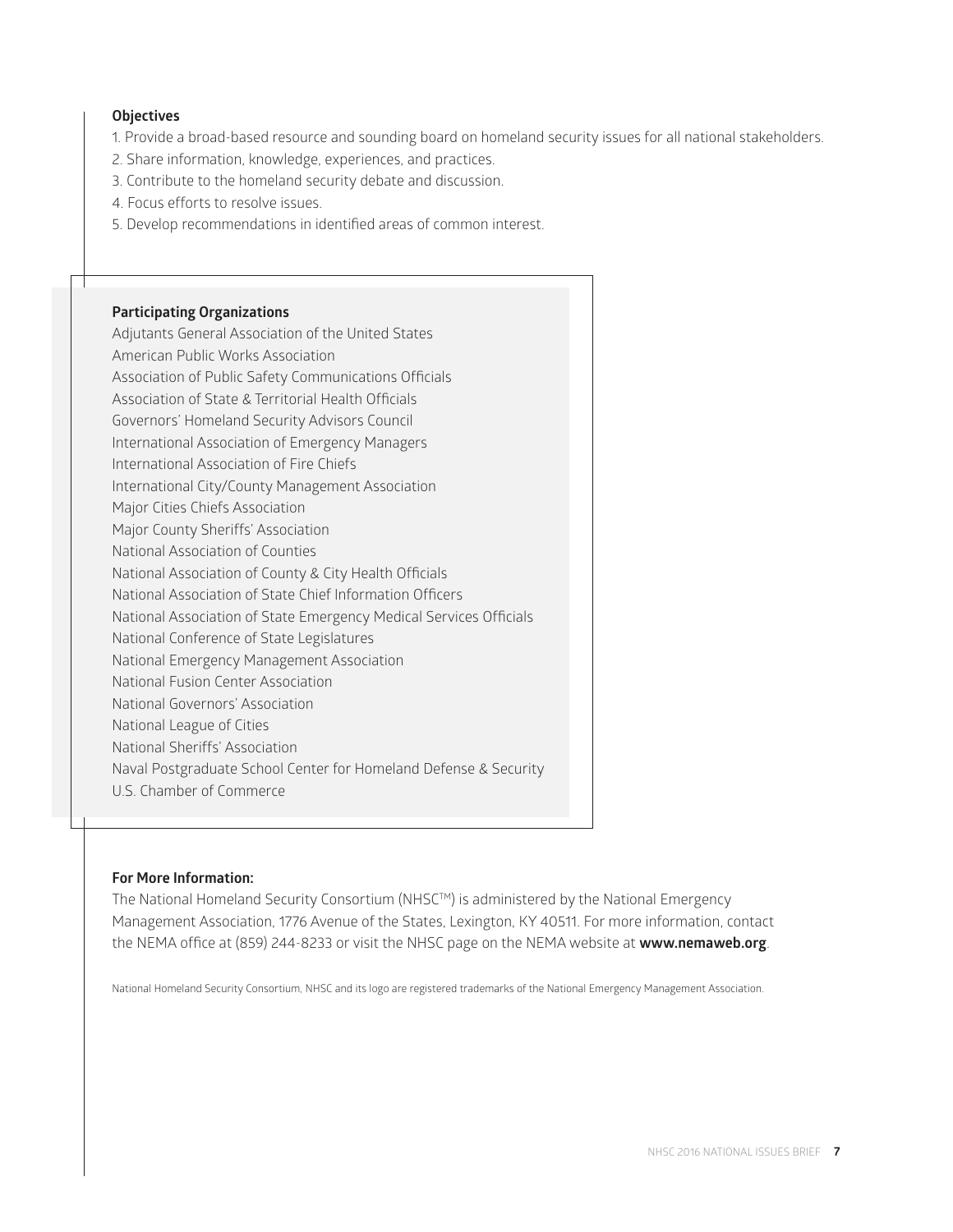### Objectives

1. Provide a broad-based resource and sounding board on homeland security issues for all national stakeholders.
2. Share information, knowledge, experiences, and practices.
3. Contribute to the homeland security debate and discussion.
4. Focus efforts to resolve issues.
5. Develop recommendations in identified areas of common interest.

### Participating Organizations

Adjutants General Association of the United States
American Public Works Association
Association of Public Safety Communications Officials
Association of State & Territorial Health Officials
Governors' Homeland Security Advisors Council
International Association of Emergency Managers
International Association of Fire Chiefs
International City/County Management Association
Major Cities Chiefs Association
Major County Sheriffs' Association
National Association of Counties
National Association of County & City Health Officials
National Association of State Chief Information Officers
National Association of State Emergency Medical Services Officials
National Conference of State Legislatures
National Emergency Management Association
National Fusion Center Association
National Governors' Association
National League of Cities
National Sheriffs' Association
Naval Postgraduate School Center for Homeland Defense & Security
U.S. Chamber of Commerce

### For More Information:

The National Homeland Security Consortium (NHSC™) is administered by the National Emergency Management Association, 1776 Avenue of the States, Lexington, KY 40511. For more information, contact the NEMA office at (859) 244-8233 or visit the NHSC page on the NEMA website at **www.nemaweb.org**.

National Homeland Security Consortium, NHSC and its logo are registered trademarks of the National Emergency Management Association.